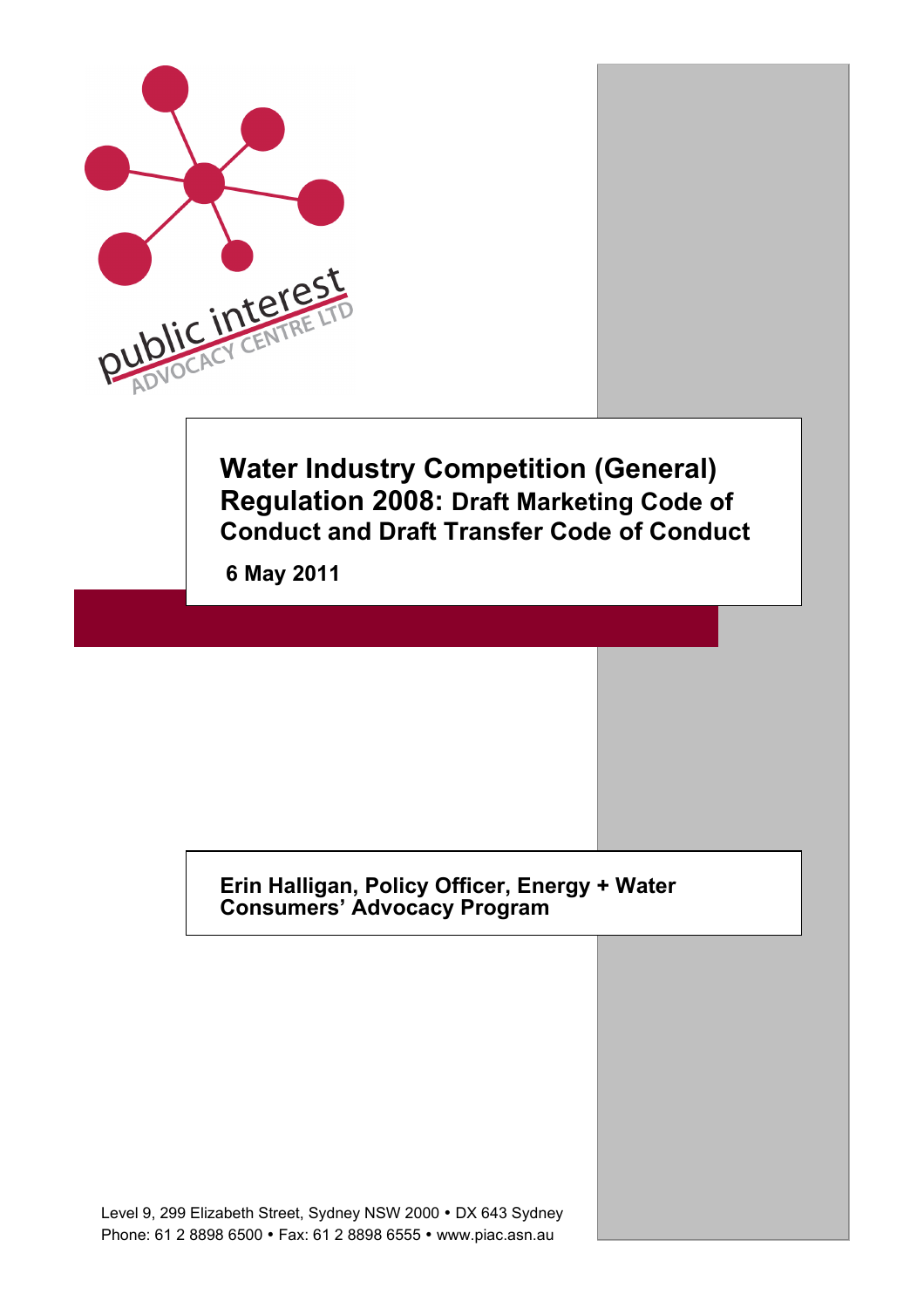public interest ADVOCACY CENTRE LTD

# Water Industry Competition (General) Regulation 2008: Draft Marketing Code of Conduct and Draft Transfer Code of Conduct

**6 May 2011**

**Erin Halligan, Policy Officer, Energy + Water Consumers' Advocacy Program**

Level 9, 299 Elizabeth Street, Sydney NSW 2000 • DX 643 Sydney
Phone: 61 2 8898 6500 • Fax: 61 2 8898 6555 • www.piac.asn.au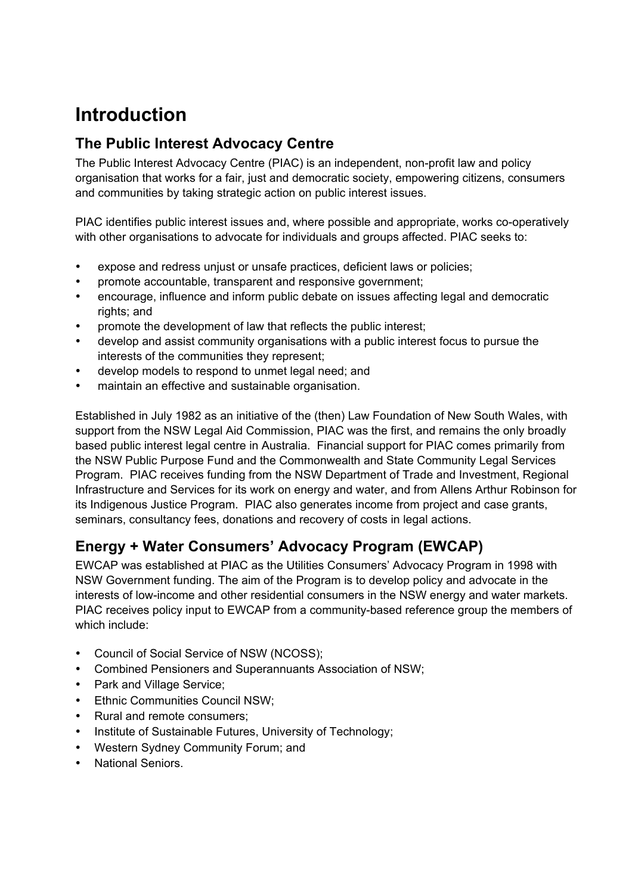# Introduction

## The Public Interest Advocacy Centre

The Public Interest Advocacy Centre (PIAC) is an independent, non-profit law and policy organisation that works for a fair, just and democratic society, empowering citizens, consumers and communities by taking strategic action on public interest issues.

PIAC identifies public interest issues and, where possible and appropriate, works co-operatively with other organisations to advocate for individuals and groups affected. PIAC seeks to:

- expose and redress unjust or unsafe practices, deficient laws or policies;
- promote accountable, transparent and responsive government;
- encourage, influence and inform public debate on issues affecting legal and democratic rights; and
- promote the development of law that reflects the public interest;
- develop and assist community organisations with a public interest focus to pursue the interests of the communities they represent;
- develop models to respond to unmet legal need; and
- maintain an effective and sustainable organisation.

Established in July 1982 as an initiative of the (then) Law Foundation of New South Wales, with support from the NSW Legal Aid Commission, PIAC was the first, and remains the only broadly based public interest legal centre in Australia. Financial support for PIAC comes primarily from the NSW Public Purpose Fund and the Commonwealth and State Community Legal Services Program. PIAC receives funding from the NSW Department of Trade and Investment, Regional Infrastructure and Services for its work on energy and water, and from Allens Arthur Robinson for its Indigenous Justice Program. PIAC also generates income from project and case grants, seminars, consultancy fees, donations and recovery of costs in legal actions.

## Energy + Water Consumers' Advocacy Program (EWCAP)

EWCAP was established at PIAC as the Utilities Consumers' Advocacy Program in 1998 with NSW Government funding. The aim of the Program is to develop policy and advocate in the interests of low-income and other residential consumers in the NSW energy and water markets. PIAC receives policy input to EWCAP from a community-based reference group the members of which include:

- Council of Social Service of NSW (NCOSS);
- Combined Pensioners and Superannuants Association of NSW;
- Park and Village Service;
- Ethnic Communities Council NSW;
- Rural and remote consumers;
- Institute of Sustainable Futures, University of Technology;
- Western Sydney Community Forum; and
- National Seniors.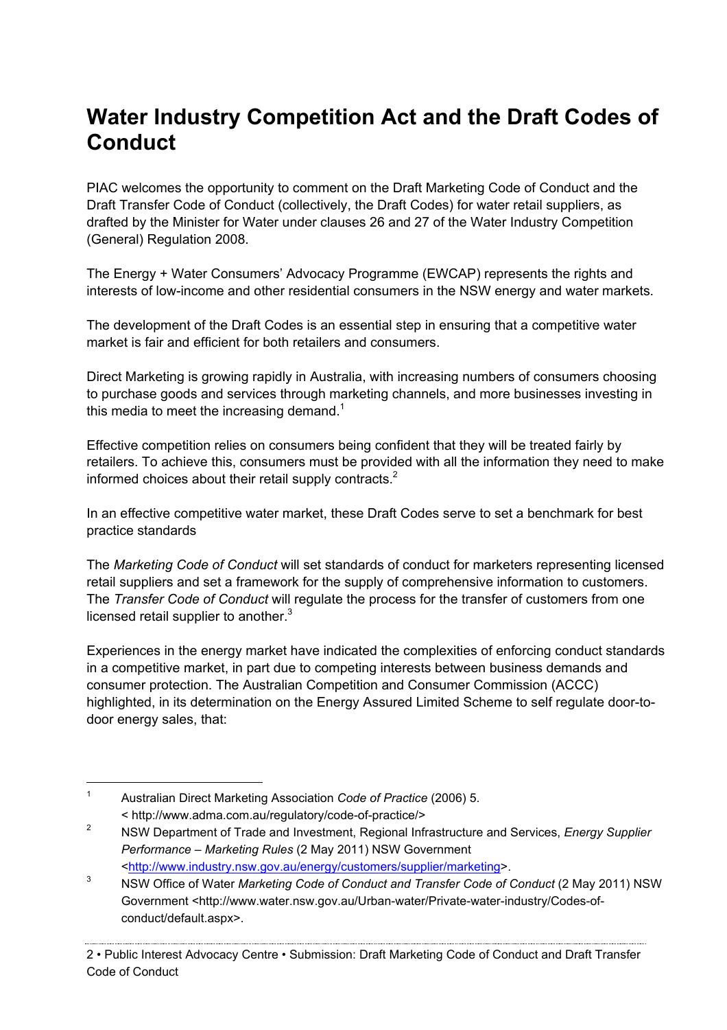# Water Industry Competition Act and the Draft Codes of Conduct

PIAC welcomes the opportunity to comment on the Draft Marketing Code of Conduct and the Draft Transfer Code of Conduct (collectively, the Draft Codes) for water retail suppliers, as drafted by the Minister for Water under clauses 26 and 27 of the Water Industry Competition (General) Regulation 2008.

The Energy + Water Consumers' Advocacy Programme (EWCAP) represents the rights and interests of low-income and other residential consumers in the NSW energy and water markets.

The development of the Draft Codes is an essential step in ensuring that a competitive water market is fair and efficient for both retailers and consumers.

Direct Marketing is growing rapidly in Australia, with increasing numbers of consumers choosing to purchase goods and services through marketing channels, and more businesses investing in this media to meet the increasing demand.[1]

Effective competition relies on consumers being confident that they will be treated fairly by retailers. To achieve this, consumers must be provided with all the information they need to make informed choices about their retail supply contracts.[2]

In an effective competitive water market, these Draft Codes serve to set a benchmark for best practice standards

The *Marketing Code of Conduct* will set standards of conduct for marketers representing licensed retail suppliers and set a framework for the supply of comprehensive information to customers. The *Transfer Code of Conduct* will regulate the process for the transfer of customers from one licensed retail supplier to another.[3]

Experiences in the energy market have indicated the complexities of enforcing conduct standards in a competitive market, in part due to competing interests between business demands and consumer protection. The Australian Competition and Consumer Commission (ACCC) highlighted, in its determination on the Energy Assured Limited Scheme to self regulate door-to-door energy sales, that:

---

[1] Australian Direct Marketing Association *Code of Practice* (2006) 5. < http://www.adma.com.au/regulatory/code-of-practice/>

[2] NSW Department of Trade and Investment, Regional Infrastructure and Services, *Energy Supplier Performance – Marketing Rules* (2 May 2011) NSW Government <http://www.industry.nsw.gov.au/energy/customers/supplier/marketing>.

[3] NSW Office of Water *Marketing Code of Conduct and Transfer Code of Conduct* (2 May 2011) NSW Government <http://www.water.nsw.gov.au/Urban-water/Private-water-industry/Codes-of-conduct/default.aspx>.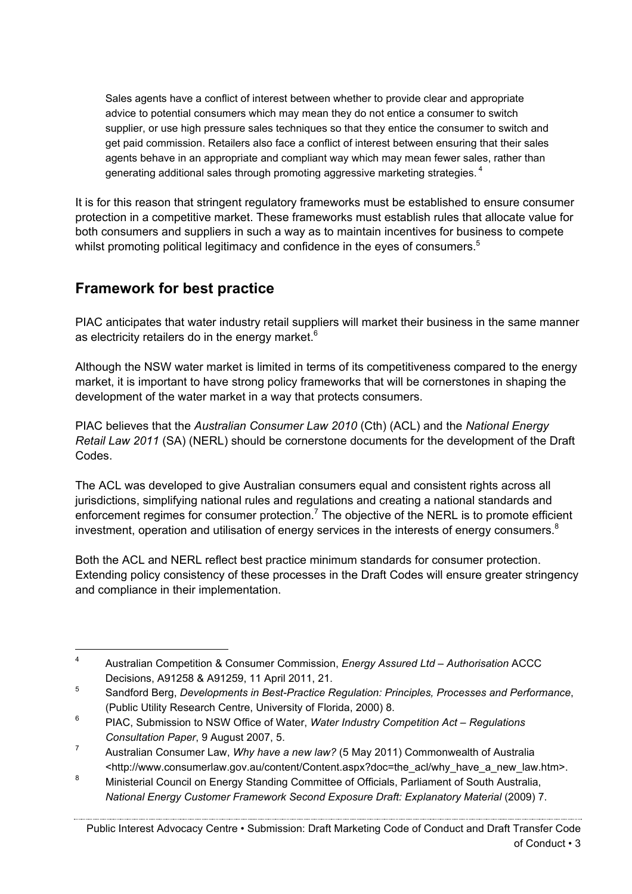> Sales agents have a conflict of interest between whether to provide clear and appropriate advice to potential consumers which may mean they do not entice a consumer to switch supplier, or use high pressure sales techniques so that they entice the consumer to switch and get paid commission. Retailers also face a conflict of interest between ensuring that their sales agents behave in an appropriate and compliant way which may mean fewer sales, rather than generating additional sales through promoting aggressive marketing strategies. [4]

It is for this reason that stringent regulatory frameworks must be established to ensure consumer protection in a competitive market. These frameworks must establish rules that allocate value for both consumers and suppliers in such a way as to maintain incentives for business to compete whilst promoting political legitimacy and confidence in the eyes of consumers.[5]

## Framework for best practice

PIAC anticipates that water industry retail suppliers will market their business in the same manner as electricity retailers do in the energy market.[6]

Although the NSW water market is limited in terms of its competitiveness compared to the energy market, it is important to have strong policy frameworks that will be cornerstones in shaping the development of the water market in a way that protects consumers.

PIAC believes that the *Australian Consumer Law 2010* (Cth) (ACL) and the *National Energy Retail Law 2011* (SA) (NERL) should be cornerstone documents for the development of the Draft Codes.

The ACL was developed to give Australian consumers equal and consistent rights across all jurisdictions, simplifying national rules and regulations and creating a national standards and enforcement regimes for consumer protection.[7] The objective of the NERL is to promote efficient investment, operation and utilisation of energy services in the interests of energy consumers.[8]

Both the ACL and NERL reflect best practice minimum standards for consumer protection. Extending policy consistency of these processes in the Draft Codes will ensure greater stringency and compliance in their implementation.

---

4. Australian Competition & Consumer Commission, *Energy Assured Ltd – Authorisation* ACCC Decisions, A91258 & A91259, 11 April 2011, 21.
5. Sandford Berg, *Developments in Best-Practice Regulation: Principles, Processes and Performance*, (Public Utility Research Centre, University of Florida, 2000) 8.
6. PIAC, Submission to NSW Office of Water, *Water Industry Competition Act – Regulations Consultation Paper*, 9 August 2007, 5.
7. Australian Consumer Law, *Why have a new law?* (5 May 2011) Commonwealth of Australia <http://www.consumerlaw.gov.au/content/Content.aspx?doc=the_acl/why_have_a_new_law.htm>.
8. Ministerial Council on Energy Standing Committee of Officials, Parliament of South Australia, *National Energy Customer Framework Second Exposure Draft: Explanatory Material* (2009) 7.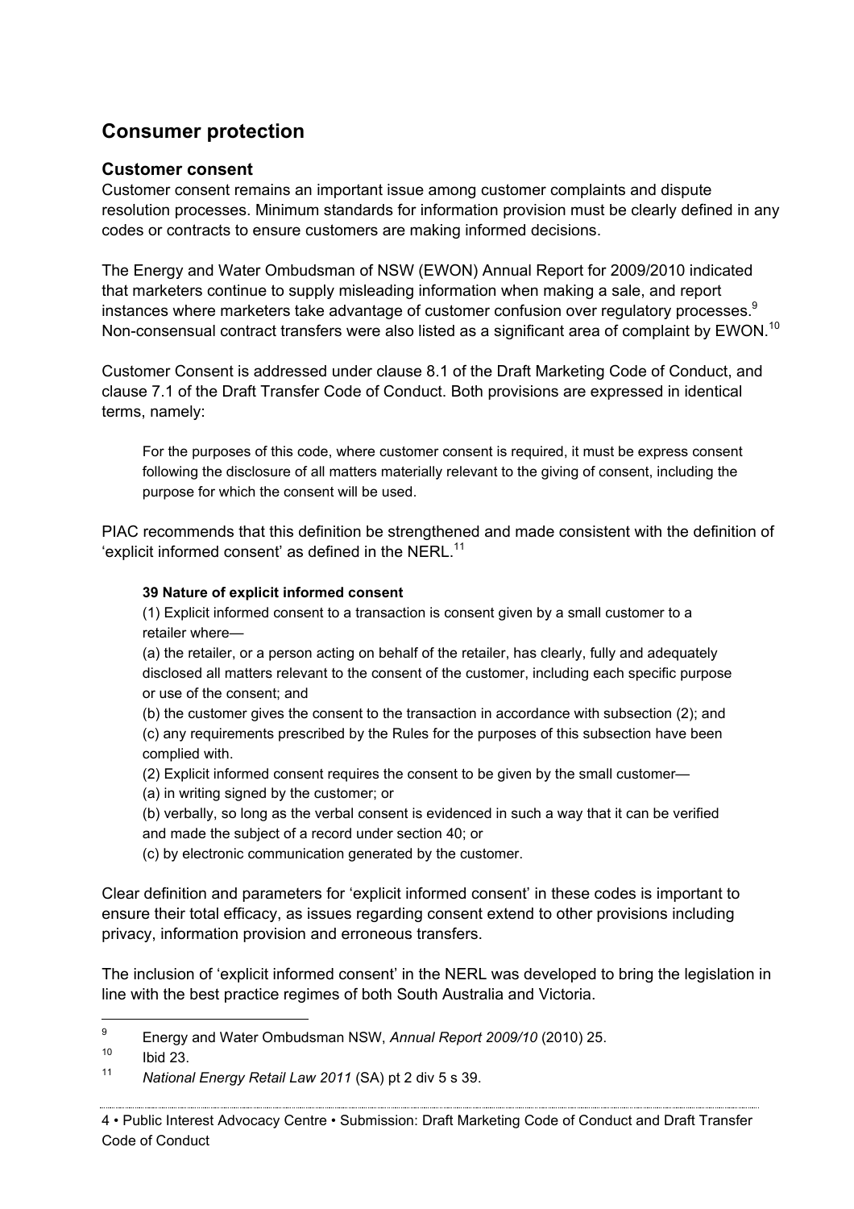## Consumer protection

### Customer consent

Customer consent remains an important issue among customer complaints and dispute resolution processes. Minimum standards for information provision must be clearly defined in any codes or contracts to ensure customers are making informed decisions.

The Energy and Water Ombudsman of NSW (EWON) Annual Report for 2009/2010 indicated that marketers continue to supply misleading information when making a sale, and report instances where marketers take advantage of customer confusion over regulatory processes.[9] Non-consensual contract transfers were also listed as a significant area of complaint by EWON.[10]

Customer Consent is addressed under clause 8.1 of the Draft Marketing Code of Conduct, and clause 7.1 of the Draft Transfer Code of Conduct. Both provisions are expressed in identical terms, namely:

> For the purposes of this code, where customer consent is required, it must be express consent following the disclosure of all matters materially relevant to the giving of consent, including the purpose for which the consent will be used.

PIAC recommends that this definition be strengthened and made consistent with the definition of 'explicit informed consent' as defined in the NERL.[11]

> **39 Nature of explicit informed consent**
>
> (1) Explicit informed consent to a transaction is consent given by a small customer to a retailer where—
>
> (a) the retailer, or a person acting on behalf of the retailer, has clearly, fully and adequately disclosed all matters relevant to the consent of the customer, including each specific purpose or use of the consent; and
>
> (b) the customer gives the consent to the transaction in accordance with subsection (2); and
>
> (c) any requirements prescribed by the Rules for the purposes of this subsection have been complied with.
>
> (2) Explicit informed consent requires the consent to be given by the small customer—
>
> (a) in writing signed by the customer; or
>
> (b) verbally, so long as the verbal consent is evidenced in such a way that it can be verified and made the subject of a record under section 40; or
>
> (c) by electronic communication generated by the customer.

Clear definition and parameters for 'explicit informed consent' in these codes is important to ensure their total efficacy, as issues regarding consent extend to other provisions including privacy, information provision and erroneous transfers.

The inclusion of 'explicit informed consent' in the NERL was developed to bring the legislation in line with the best practice regimes of both South Australia and Victoria.

---

[9] Energy and Water Ombudsman NSW, *Annual Report 2009/10* (2010) 25.

[10] Ibid 23.

[11] *National Energy Retail Law 2011* (SA) pt 2 div 5 s 39.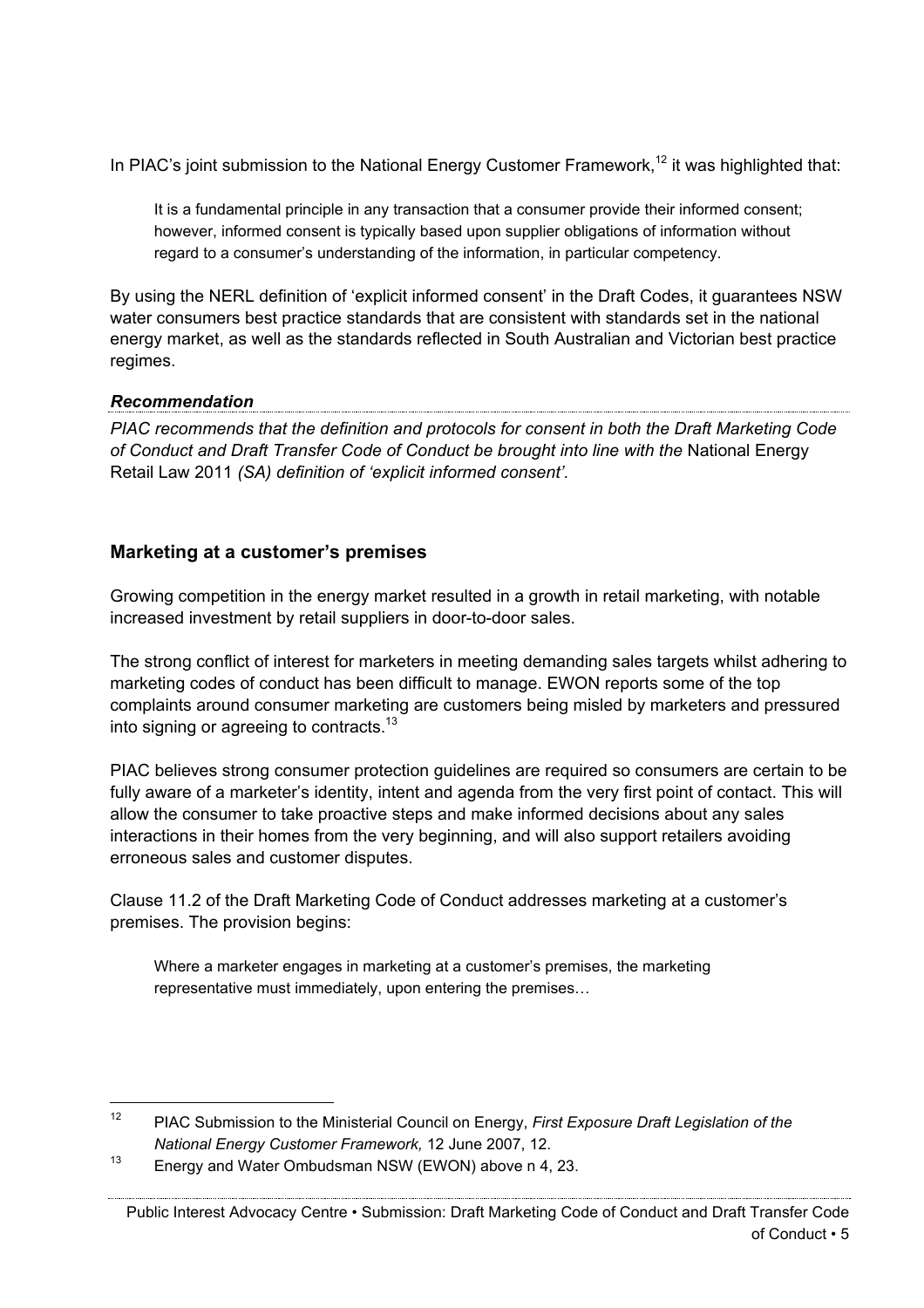In PIAC's joint submission to the National Energy Customer Framework,[12] it was highlighted that:

> It is a fundamental principle in any transaction that a consumer provide their informed consent; however, informed consent is typically based upon supplier obligations of information without regard to a consumer's understanding of the information, in particular competency.

By using the NERL definition of 'explicit informed consent' in the Draft Codes, it guarantees NSW water consumers best practice standards that are consistent with standards set in the national energy market, as well as the standards reflected in South Australian and Victorian best practice regimes.

***Recommendation***

*PIAC recommends that the definition and protocols for consent in both the Draft Marketing Code of Conduct and Draft Transfer Code of Conduct be brought into line with the* National Energy Retail Law 2011 *(SA) definition of 'explicit informed consent'.*

### Marketing at a customer's premises

Growing competition in the energy market resulted in a growth in retail marketing, with notable increased investment by retail suppliers in door-to-door sales.

The strong conflict of interest for marketers in meeting demanding sales targets whilst adhering to marketing codes of conduct has been difficult to manage. EWON reports some of the top complaints around consumer marketing are customers being misled by marketers and pressured into signing or agreeing to contracts.[13]

PIAC believes strong consumer protection guidelines are required so consumers are certain to be fully aware of a marketer's identity, intent and agenda from the very first point of contact. This will allow the consumer to take proactive steps and make informed decisions about any sales interactions in their homes from the very beginning, and will also support retailers avoiding erroneous sales and customer disputes.

Clause 11.2 of the Draft Marketing Code of Conduct addresses marketing at a customer's premises. The provision begins:

> Where a marketer engages in marketing at a customer's premises, the marketing representative must immediately, upon entering the premises…

---

[12] PIAC Submission to the Ministerial Council on Energy, *First Exposure Draft Legislation of the National Energy Customer Framework,* 12 June 2007, 12.

[13] Energy and Water Ombudsman NSW (EWON) above n 4, 23.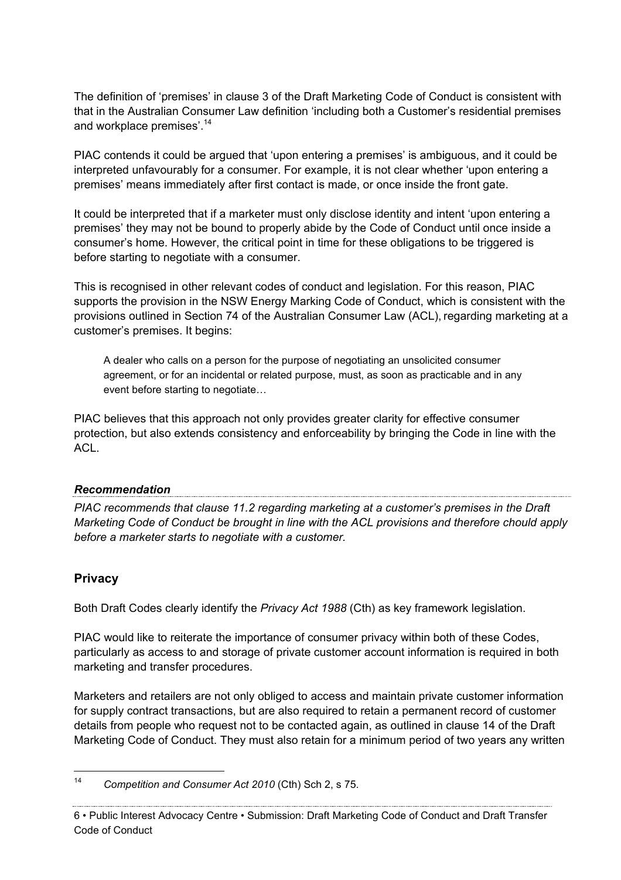The definition of 'premises' in clause 3 of the Draft Marketing Code of Conduct is consistent with that in the Australian Consumer Law definition 'including both a Customer's residential premises and workplace premises'.[14]

PIAC contends it could be argued that 'upon entering a premises' is ambiguous, and it could be interpreted unfavourably for a consumer. For example, it is not clear whether 'upon entering a premises' means immediately after first contact is made, or once inside the front gate.

It could be interpreted that if a marketer must only disclose identity and intent 'upon entering a premises' they may not be bound to properly abide by the Code of Conduct until once inside a consumer's home. However, the critical point in time for these obligations to be triggered is before starting to negotiate with a consumer.

This is recognised in other relevant codes of conduct and legislation. For this reason, PIAC supports the provision in the NSW Energy Marking Code of Conduct, which is consistent with the provisions outlined in Section 74 of the Australian Consumer Law (ACL), regarding marketing at a customer's premises. It begins:

> A dealer who calls on a person for the purpose of negotiating an unsolicited consumer agreement, or for an incidental or related purpose, must, as soon as practicable and in any event before starting to negotiate…

PIAC believes that this approach not only provides greater clarity for effective consumer protection, but also extends consistency and enforceability by bringing the Code in line with the ACL.

***Recommendation***

*PIAC recommends that clause 11.2 regarding marketing at a customer's premises in the Draft Marketing Code of Conduct be brought in line with the ACL provisions and therefore chould apply before a marketer starts to negotiate with a customer.*

## Privacy

Both Draft Codes clearly identify the *Privacy Act 1988* (Cth) as key framework legislation.

PIAC would like to reiterate the importance of consumer privacy within both of these Codes, particularly as access to and storage of private customer account information is required in both marketing and transfer procedures.

Marketers and retailers are not only obliged to access and maintain private customer information for supply contract transactions, but are also required to retain a permanent record of customer details from people who request not to be contacted again, as outlined in clause 14 of the Draft Marketing Code of Conduct. They must also retain for a minimum period of two years any written

---

[14] *Competition and Consumer Act 2010* (Cth) Sch 2, s 75.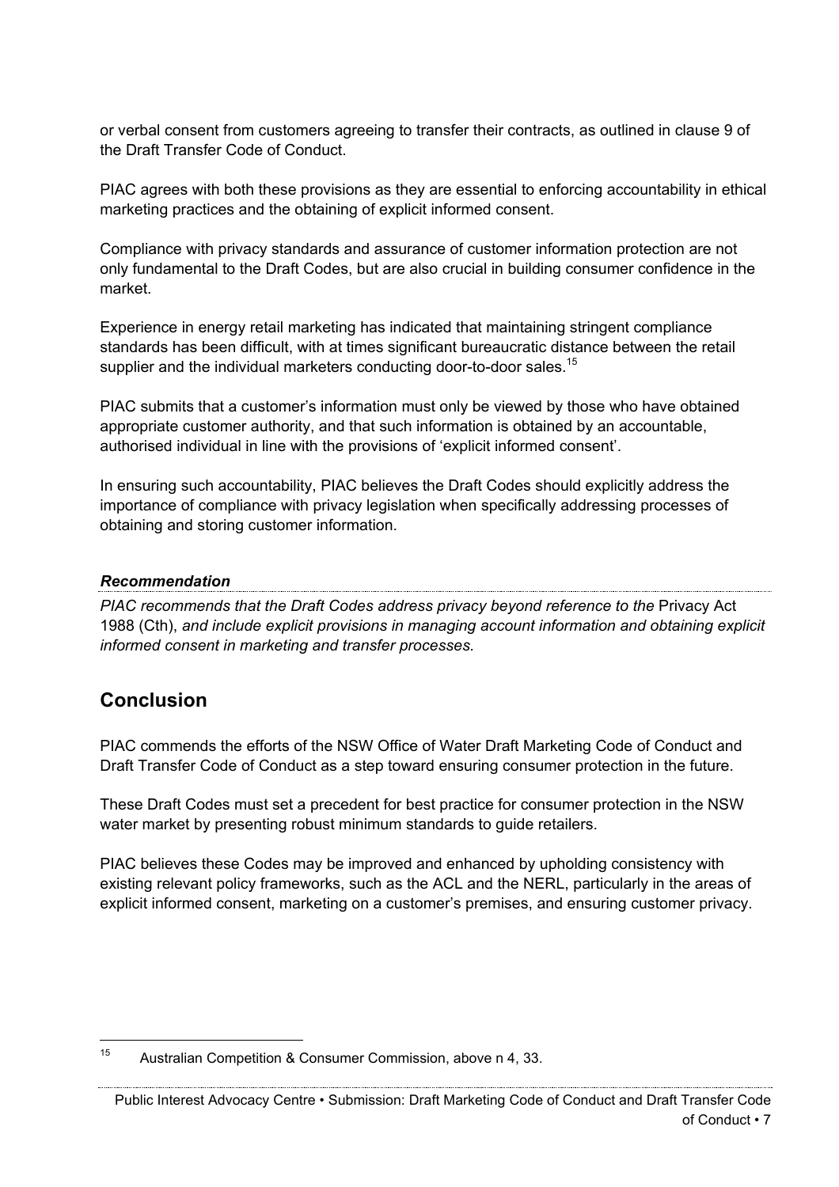or verbal consent from customers agreeing to transfer their contracts, as outlined in clause 9 of the Draft Transfer Code of Conduct.

PIAC agrees with both these provisions as they are essential to enforcing accountability in ethical marketing practices and the obtaining of explicit informed consent.

Compliance with privacy standards and assurance of customer information protection are not only fundamental to the Draft Codes, but are also crucial in building consumer confidence in the market.

Experience in energy retail marketing has indicated that maintaining stringent compliance standards has been difficult, with at times significant bureaucratic distance between the retail supplier and the individual marketers conducting door-to-door sales.[15]

PIAC submits that a customer's information must only be viewed by those who have obtained appropriate customer authority, and that such information is obtained by an accountable, authorised individual in line with the provisions of 'explicit informed consent'.

In ensuring such accountability, PIAC believes the Draft Codes should explicitly address the importance of compliance with privacy legislation when specifically addressing processes of obtaining and storing customer information.

***Recommendation***

*PIAC recommends that the Draft Codes address privacy beyond reference to the* Privacy Act 1988 (Cth), *and include explicit provisions in managing account information and obtaining explicit informed consent in marketing and transfer processes.*

## Conclusion

PIAC commends the efforts of the NSW Office of Water Draft Marketing Code of Conduct and Draft Transfer Code of Conduct as a step toward ensuring consumer protection in the future.

These Draft Codes must set a precedent for best practice for consumer protection in the NSW water market by presenting robust minimum standards to guide retailers.

PIAC believes these Codes may be improved and enhanced by upholding consistency with existing relevant policy frameworks, such as the ACL and the NERL, particularly in the areas of explicit informed consent, marketing on a customer's premises, and ensuring customer privacy.

---

[15] Australian Competition & Consumer Commission, above n 4, 33.